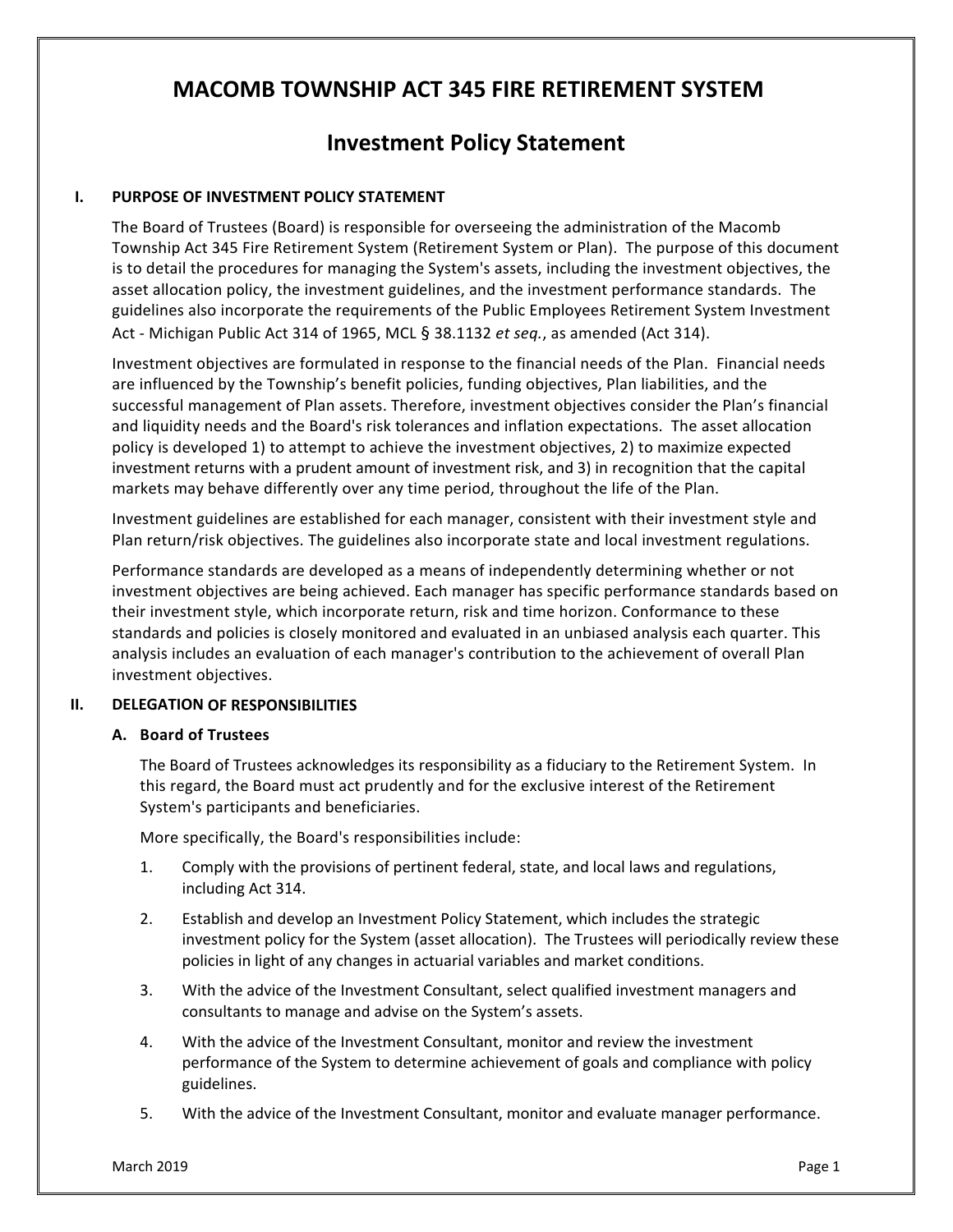# MACOMB TOWNSHIP ACT 345 FIRE RETIREMENT SYSTEM

## Investment Policy Statement

### I. PURPOSE OF INVESTMENT POLICY STATEMENT

The Board of Trustees (Board) is responsible for overseeing the administration of the Macomb Township Act 345 Fire Retirement System (Retirement System or Plan). The purpose of this document is to detail the procedures for managing the System's assets, including the investment objectives, the asset allocation policy, the investment guidelines, and the investment performance standards. The guidelines also incorporate the requirements of the Public Employees Retirement System Investment Act - Michigan Public Act 314 of 1965, MCL § 38.1132 *et seq.*, as amended (Act 314).

Investment objectives are formulated in response to the financial needs of the Plan. Financial needs are influenced by the Township's benefit policies, funding objectives, Plan liabilities, and the successful management of Plan assets. Therefore, investment objectives consider the Plan's financial and liquidity needs and the Board's risk tolerances and inflation expectations. The asset allocation policy is developed 1) to attempt to achieve the investment objectives, 2) to maximize expected investment returns with a prudent amount of investment risk, and 3) in recognition that the capital markets may behave differently over any time period, throughout the life of the Plan.

Investment guidelines are established for each manager, consistent with their investment style and Plan return/risk objectives. The guidelines also incorporate state and local investment regulations.

Performance standards are developed as a means of independently determining whether or not investment objectives are being achieved. Each manager has specific performance standards based on their investment style, which incorporate return, risk and time horizon. Conformance to these standards and policies is closely monitored and evaluated in an unbiased analysis each quarter. This analysis includes an evaluation of each manager's contribution to the achievement of overall Plan investment objectives.

### II. DELEGATION OF RESPONSIBILITIES

#### A. Board of Trustees

The Board of Trustees acknowledges its responsibility as a fiduciary to the Retirement System. In this regard, the Board must act prudently and for the exclusive interest of the Retirement System's participants and beneficiaries.

More specifically, the Board's responsibilities include:

1. Comply with the provisions of pertinent federal, state, and local laws and regulations, including Act 314.
2. Establish and develop an Investment Policy Statement, which includes the strategic investment policy for the System (asset allocation). The Trustees will periodically review these policies in light of any changes in actuarial variables and market conditions.
3. With the advice of the Investment Consultant, select qualified investment managers and consultants to manage and advise on the System's assets.
4. With the advice of the Investment Consultant, monitor and review the investment performance of the System to determine achievement of goals and compliance with policy guidelines.
5. With the advice of the Investment Consultant, monitor and evaluate manager performance.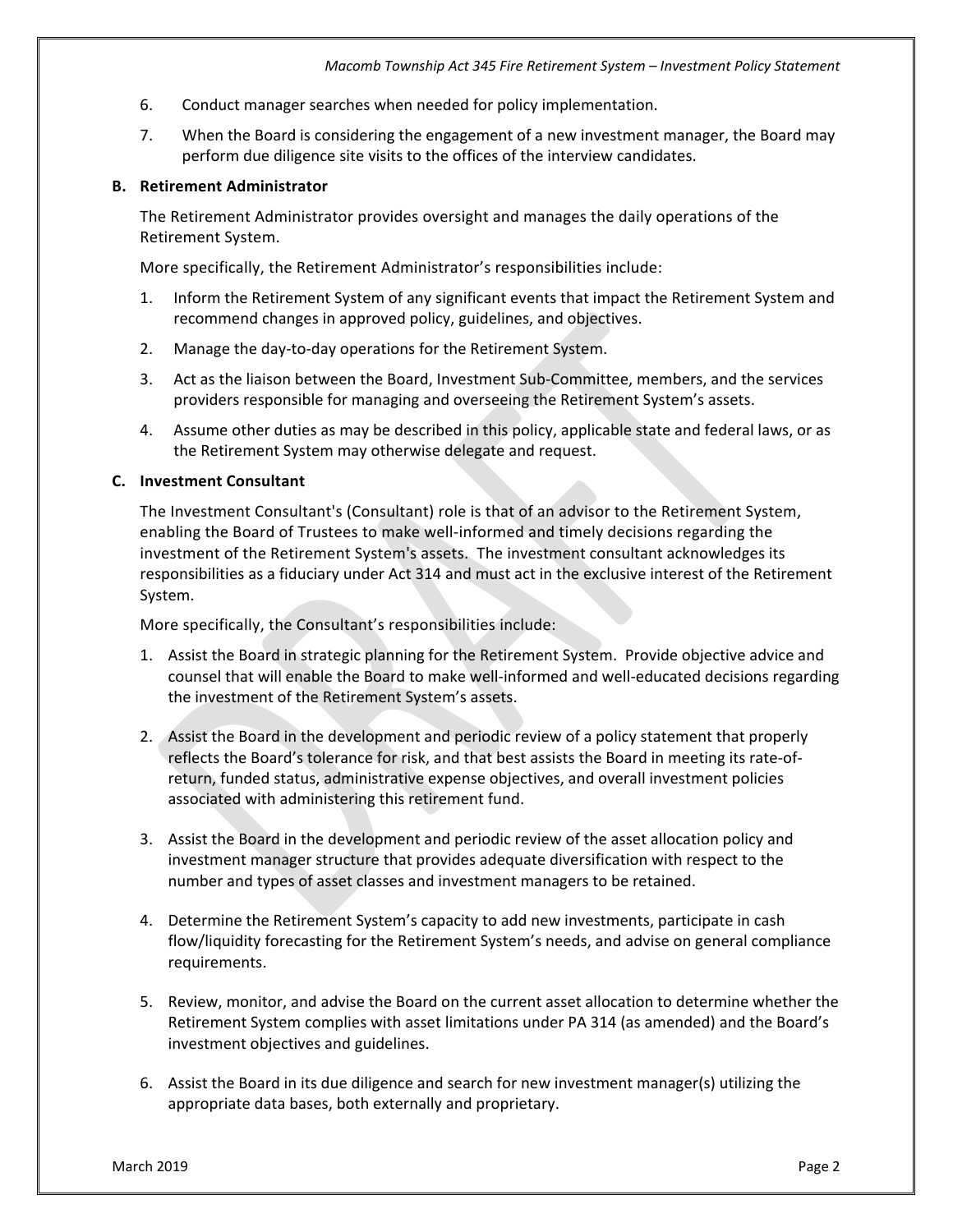6. Conduct manager searches when needed for policy implementation.

7. When the Board is considering the engagement of a new investment manager, the Board may perform due diligence site visits to the offices of the interview candidates.

**B. Retirement Administrator**

The Retirement Administrator provides oversight and manages the daily operations of the Retirement System.

More specifically, the Retirement Administrator's responsibilities include:

1. Inform the Retirement System of any significant events that impact the Retirement System and recommend changes in approved policy, guidelines, and objectives.

2. Manage the day-to-day operations for the Retirement System.

3. Act as the liaison between the Board, Investment Sub-Committee, members, and the services providers responsible for managing and overseeing the Retirement System's assets.

4. Assume other duties as may be described in this policy, applicable state and federal laws, or as the Retirement System may otherwise delegate and request.

**C. Investment Consultant**

The Investment Consultant's (Consultant) role is that of an advisor to the Retirement System, enabling the Board of Trustees to make well-informed and timely decisions regarding the investment of the Retirement System's assets. The investment consultant acknowledges its responsibilities as a fiduciary under Act 314 and must act in the exclusive interest of the Retirement System.

More specifically, the Consultant's responsibilities include:

1. Assist the Board in strategic planning for the Retirement System. Provide objective advice and counsel that will enable the Board to make well-informed and well-educated decisions regarding the investment of the Retirement System's assets.

2. Assist the Board in the development and periodic review of a policy statement that properly reflects the Board's tolerance for risk, and that best assists the Board in meeting its rate-of-return, funded status, administrative expense objectives, and overall investment policies associated with administering this retirement fund.

3. Assist the Board in the development and periodic review of the asset allocation policy and investment manager structure that provides adequate diversification with respect to the number and types of asset classes and investment managers to be retained.

4. Determine the Retirement System's capacity to add new investments, participate in cash flow/liquidity forecasting for the Retirement System's needs, and advise on general compliance requirements.

5. Review, monitor, and advise the Board on the current asset allocation to determine whether the Retirement System complies with asset limitations under PA 314 (as amended) and the Board's investment objectives and guidelines.

6. Assist the Board in its due diligence and search for new investment manager(s) utilizing the appropriate data bases, both externally and proprietary.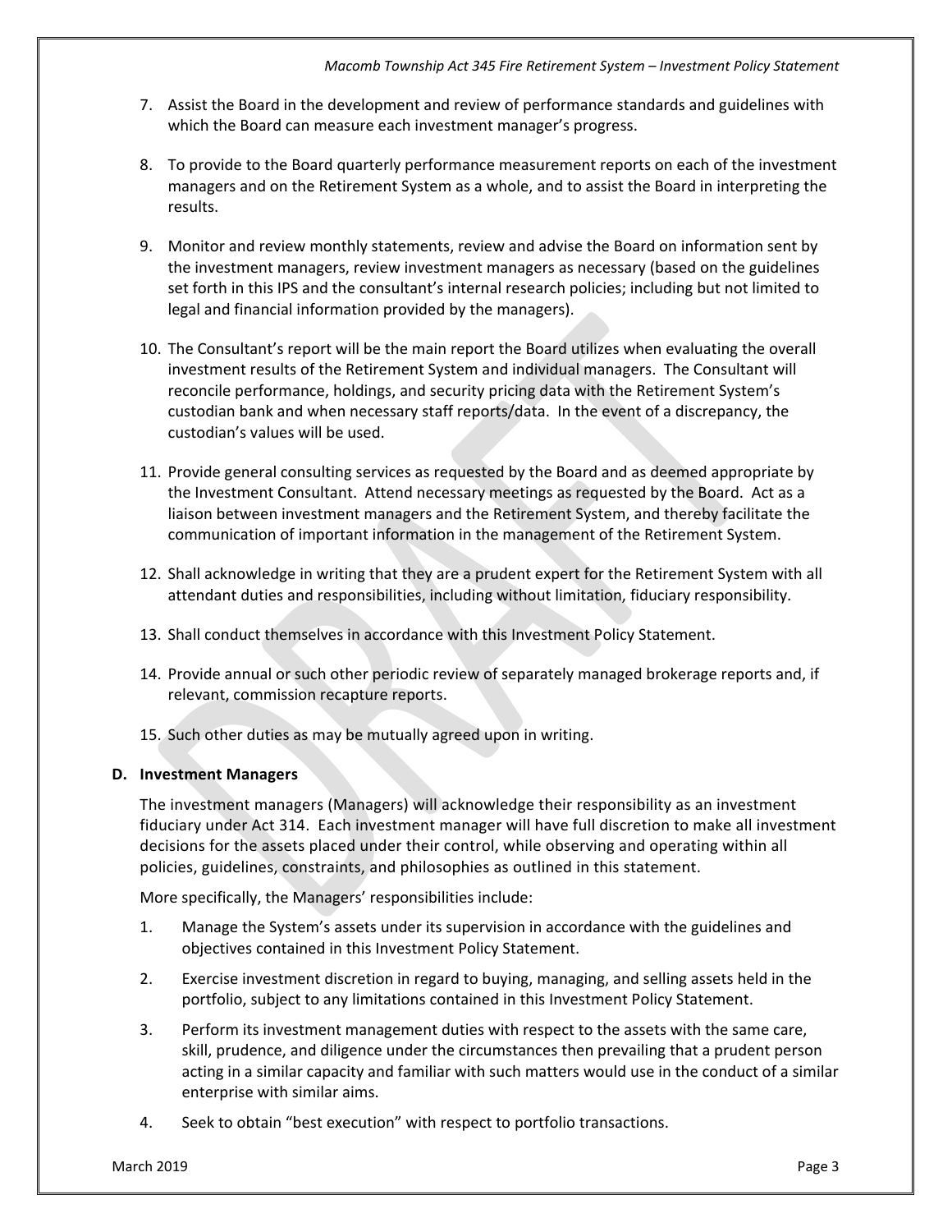7. Assist the Board in the development and review of performance standards and guidelines with which the Board can measure each investment manager's progress.

8. To provide to the Board quarterly performance measurement reports on each of the investment managers and on the Retirement System as a whole, and to assist the Board in interpreting the results.

9. Monitor and review monthly statements, review and advise the Board on information sent by the investment managers, review investment managers as necessary (based on the guidelines set forth in this IPS and the consultant's internal research policies; including but not limited to legal and financial information provided by the managers).

10. The Consultant's report will be the main report the Board utilizes when evaluating the overall investment results of the Retirement System and individual managers. The Consultant will reconcile performance, holdings, and security pricing data with the Retirement System's custodian bank and when necessary staff reports/data. In the event of a discrepancy, the custodian's values will be used.

11. Provide general consulting services as requested by the Board and as deemed appropriate by the Investment Consultant. Attend necessary meetings as requested by the Board. Act as a liaison between investment managers and the Retirement System, and thereby facilitate the communication of important information in the management of the Retirement System.

12. Shall acknowledge in writing that they are a prudent expert for the Retirement System with all attendant duties and responsibilities, including without limitation, fiduciary responsibility.

13. Shall conduct themselves in accordance with this Investment Policy Statement.

14. Provide annual or such other periodic review of separately managed brokerage reports and, if relevant, commission recapture reports.

15. Such other duties as may be mutually agreed upon in writing.

**D. Investment Managers**

The investment managers (Managers) will acknowledge their responsibility as an investment fiduciary under Act 314. Each investment manager will have full discretion to make all investment decisions for the assets placed under their control, while observing and operating within all policies, guidelines, constraints, and philosophies as outlined in this statement.

More specifically, the Managers' responsibilities include:

1. Manage the System's assets under its supervision in accordance with the guidelines and objectives contained in this Investment Policy Statement.

2. Exercise investment discretion in regard to buying, managing, and selling assets held in the portfolio, subject to any limitations contained in this Investment Policy Statement.

3. Perform its investment management duties with respect to the assets with the same care, skill, prudence, and diligence under the circumstances then prevailing that a prudent person acting in a similar capacity and familiar with such matters would use in the conduct of a similar enterprise with similar aims.

4. Seek to obtain "best execution" with respect to portfolio transactions.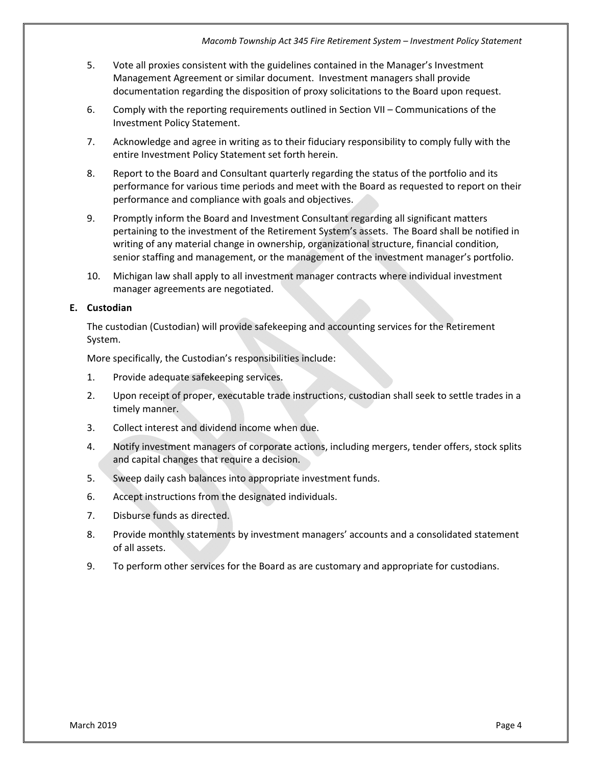5. Vote all proxies consistent with the guidelines contained in the Manager's Investment Management Agreement or similar document. Investment managers shall provide documentation regarding the disposition of proxy solicitations to the Board upon request.
6. Comply with the reporting requirements outlined in Section VII – Communications of the Investment Policy Statement.
7. Acknowledge and agree in writing as to their fiduciary responsibility to comply fully with the entire Investment Policy Statement set forth herein.
8. Report to the Board and Consultant quarterly regarding the status of the portfolio and its performance for various time periods and meet with the Board as requested to report on their performance and compliance with goals and objectives.
9. Promptly inform the Board and Investment Consultant regarding all significant matters pertaining to the investment of the Retirement System's assets. The Board shall be notified in writing of any material change in ownership, organizational structure, financial condition, senior staffing and management, or the management of the investment manager's portfolio.
10. Michigan law shall apply to all investment manager contracts where individual investment manager agreements are negotiated.

**E. Custodian**

The custodian (Custodian) will provide safekeeping and accounting services for the Retirement System.

More specifically, the Custodian's responsibilities include:

1. Provide adequate safekeeping services.
2. Upon receipt of proper, executable trade instructions, custodian shall seek to settle trades in a timely manner.
3. Collect interest and dividend income when due.
4. Notify investment managers of corporate actions, including mergers, tender offers, stock splits and capital changes that require a decision.
5. Sweep daily cash balances into appropriate investment funds.
6. Accept instructions from the designated individuals.
7. Disburse funds as directed.
8. Provide monthly statements by investment managers' accounts and a consolidated statement of all assets.
9. To perform other services for the Board as are customary and appropriate for custodians.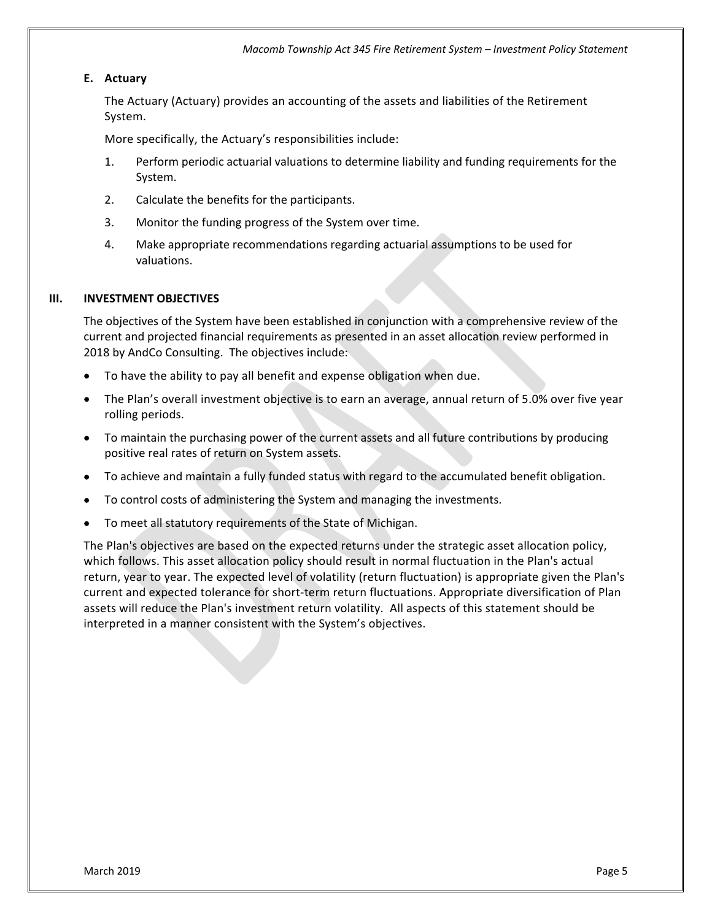### E. Actuary

The Actuary (Actuary) provides an accounting of the assets and liabilities of the Retirement System.

More specifically, the Actuary's responsibilities include:

1. Perform periodic actuarial valuations to determine liability and funding requirements for the System.
2. Calculate the benefits for the participants.
3. Monitor the funding progress of the System over time.
4. Make appropriate recommendations regarding actuarial assumptions to be used for valuations.

## III. INVESTMENT OBJECTIVES

The objectives of the System have been established in conjunction with a comprehensive review of the current and projected financial requirements as presented in an asset allocation review performed in 2018 by AndCo Consulting. The objectives include:

- To have the ability to pay all benefit and expense obligation when due.
- The Plan's overall investment objective is to earn an average, annual return of 5.0% over five year rolling periods.
- To maintain the purchasing power of the current assets and all future contributions by producing positive real rates of return on System assets.
- To achieve and maintain a fully funded status with regard to the accumulated benefit obligation.
- To control costs of administering the System and managing the investments.
- To meet all statutory requirements of the State of Michigan.

The Plan's objectives are based on the expected returns under the strategic asset allocation policy, which follows. This asset allocation policy should result in normal fluctuation in the Plan's actual return, year to year. The expected level of volatility (return fluctuation) is appropriate given the Plan's current and expected tolerance for short-term return fluctuations. Appropriate diversification of Plan assets will reduce the Plan's investment return volatility. All aspects of this statement should be interpreted in a manner consistent with the System's objectives.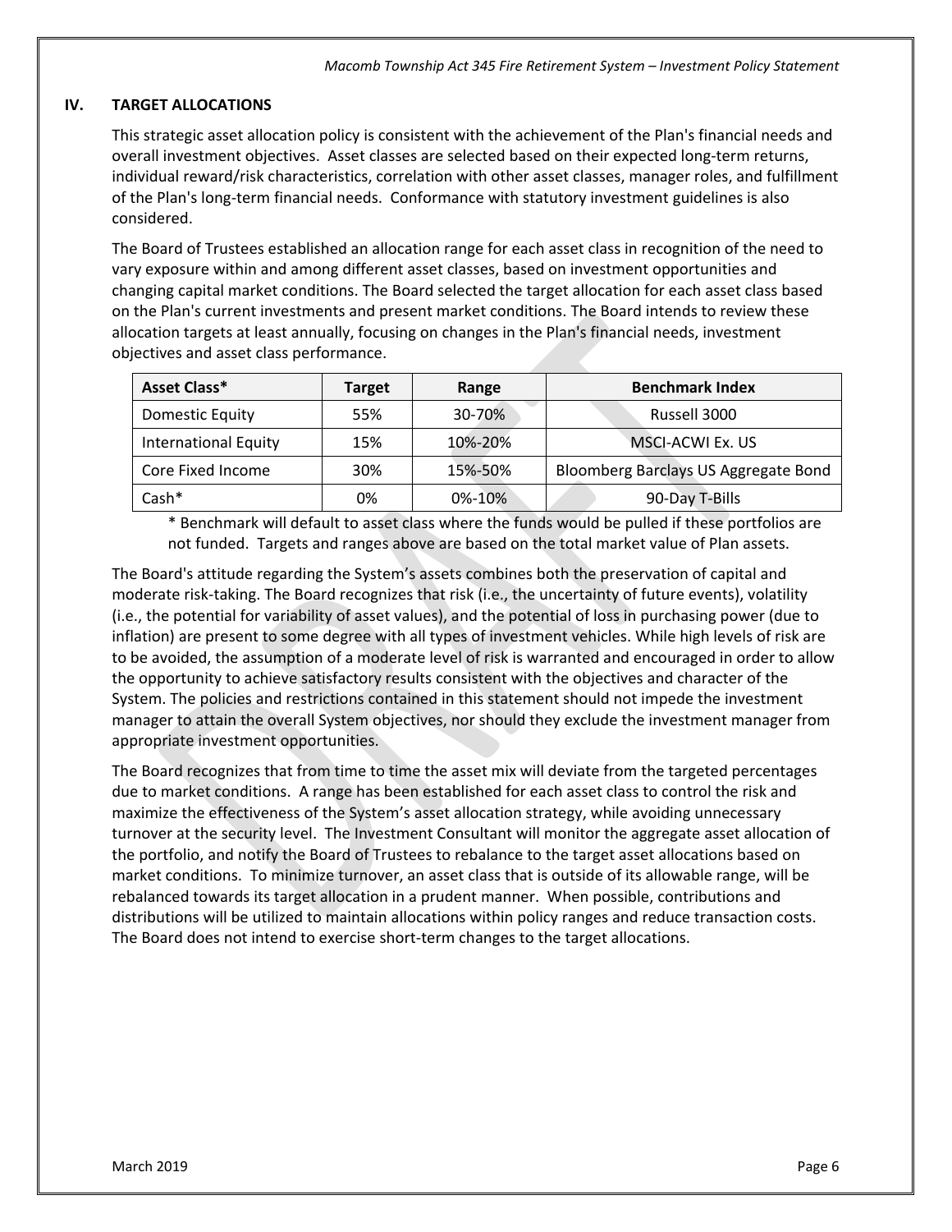## IV. TARGET ALLOCATIONS

This strategic asset allocation policy is consistent with the achievement of the Plan's financial needs and overall investment objectives. Asset classes are selected based on their expected long-term returns, individual reward/risk characteristics, correlation with other asset classes, manager roles, and fulfillment of the Plan's long-term financial needs. Conformance with statutory investment guidelines is also considered.

The Board of Trustees established an allocation range for each asset class in recognition of the need to vary exposure within and among different asset classes, based on investment opportunities and changing capital market conditions. The Board selected the target allocation for each asset class based on the Plan's current investments and present market conditions. The Board intends to review these allocation targets at least annually, focusing on changes in the Plan's financial needs, investment objectives and asset class performance.

| Asset Class* | Target | Range | Benchmark Index |
|---|---|---|---|
| Domestic Equity | 55% | 30-70% | Russell 3000 |
| International Equity | 15% | 10%-20% | MSCI-ACWI Ex. US |
| Core Fixed Income | 30% | 15%-50% | Bloomberg Barclays US Aggregate Bond |
| Cash* | 0% | 0%-10% | 90-Day T-Bills |

\* Benchmark will default to asset class where the funds would be pulled if these portfolios are not funded. Targets and ranges above are based on the total market value of Plan assets.

The Board's attitude regarding the System's assets combines both the preservation of capital and moderate risk-taking. The Board recognizes that risk (i.e., the uncertainty of future events), volatility (i.e., the potential for variability of asset values), and the potential of loss in purchasing power (due to inflation) are present to some degree with all types of investment vehicles. While high levels of risk are to be avoided, the assumption of a moderate level of risk is warranted and encouraged in order to allow the opportunity to achieve satisfactory results consistent with the objectives and character of the System. The policies and restrictions contained in this statement should not impede the investment manager to attain the overall System objectives, nor should they exclude the investment manager from appropriate investment opportunities.

The Board recognizes that from time to time the asset mix will deviate from the targeted percentages due to market conditions. A range has been established for each asset class to control the risk and maximize the effectiveness of the System's asset allocation strategy, while avoiding unnecessary turnover at the security level. The Investment Consultant will monitor the aggregate asset allocation of the portfolio, and notify the Board of Trustees to rebalance to the target asset allocations based on market conditions. To minimize turnover, an asset class that is outside of its allowable range, will be rebalanced towards its target allocation in a prudent manner. When possible, contributions and distributions will be utilized to maintain allocations within policy ranges and reduce transaction costs. The Board does not intend to exercise short-term changes to the target allocations.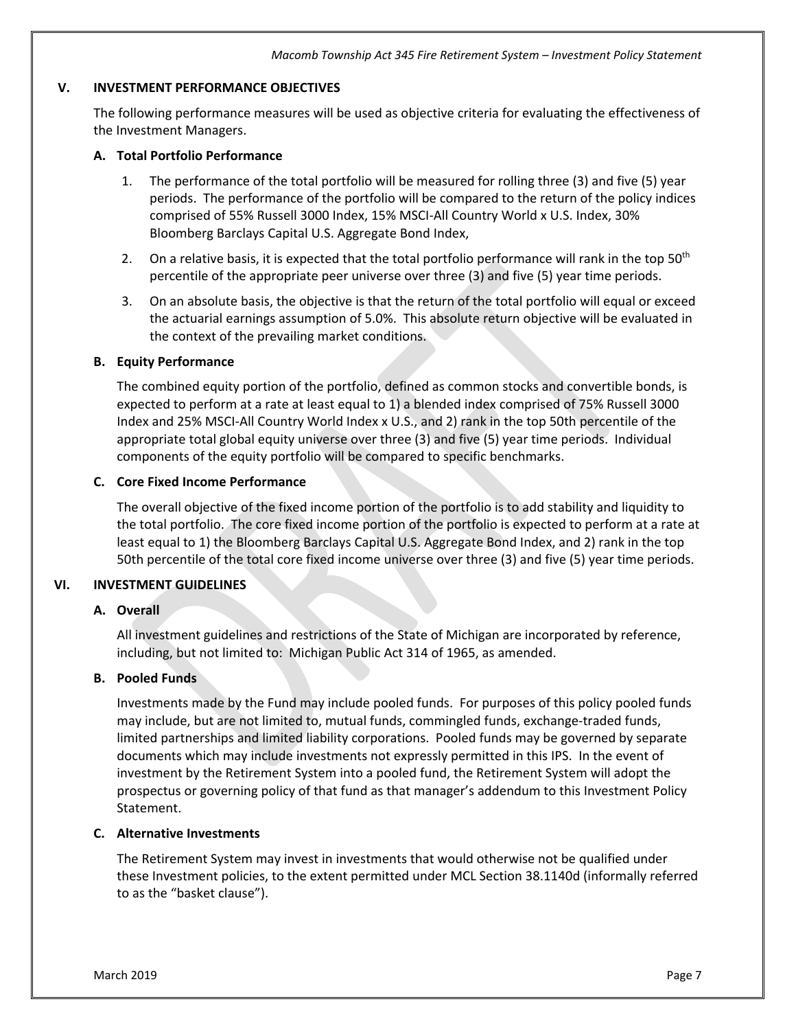## V. INVESTMENT PERFORMANCE OBJECTIVES

The following performance measures will be used as objective criteria for evaluating the effectiveness of the Investment Managers.

### A. Total Portfolio Performance

1. The performance of the total portfolio will be measured for rolling three (3) and five (5) year periods. The performance of the portfolio will be compared to the return of the policy indices comprised of 55% Russell 3000 Index, 15% MSCI-All Country World x U.S. Index, 30% Bloomberg Barclays Capital U.S. Aggregate Bond Index,
2. On a relative basis, it is expected that the total portfolio performance will rank in the top 50th percentile of the appropriate peer universe over three (3) and five (5) year time periods.
3. On an absolute basis, the objective is that the return of the total portfolio will equal or exceed the actuarial earnings assumption of 5.0%. This absolute return objective will be evaluated in the context of the prevailing market conditions.

### B. Equity Performance

The combined equity portion of the portfolio, defined as common stocks and convertible bonds, is expected to perform at a rate at least equal to 1) a blended index comprised of 75% Russell 3000 Index and 25% MSCI-All Country World Index x U.S., and 2) rank in the top 50th percentile of the appropriate total global equity universe over three (3) and five (5) year time periods. Individual components of the equity portfolio will be compared to specific benchmarks.

### C. Core Fixed Income Performance

The overall objective of the fixed income portion of the portfolio is to add stability and liquidity to the total portfolio. The core fixed income portion of the portfolio is expected to perform at a rate at least equal to 1) the Bloomberg Barclays Capital U.S. Aggregate Bond Index, and 2) rank in the top 50th percentile of the total core fixed income universe over three (3) and five (5) year time periods.

## VI. INVESTMENT GUIDELINES

### A. Overall

All investment guidelines and restrictions of the State of Michigan are incorporated by reference, including, but not limited to: Michigan Public Act 314 of 1965, as amended.

### B. Pooled Funds

Investments made by the Fund may include pooled funds. For purposes of this policy pooled funds may include, but are not limited to, mutual funds, commingled funds, exchange-traded funds, limited partnerships and limited liability corporations. Pooled funds may be governed by separate documents which may include investments not expressly permitted in this IPS. In the event of investment by the Retirement System into a pooled fund, the Retirement System will adopt the prospectus or governing policy of that fund as that manager's addendum to this Investment Policy Statement.

### C. Alternative Investments

The Retirement System may invest in investments that would otherwise not be qualified under these Investment policies, to the extent permitted under MCL Section 38.1140d (informally referred to as the "basket clause").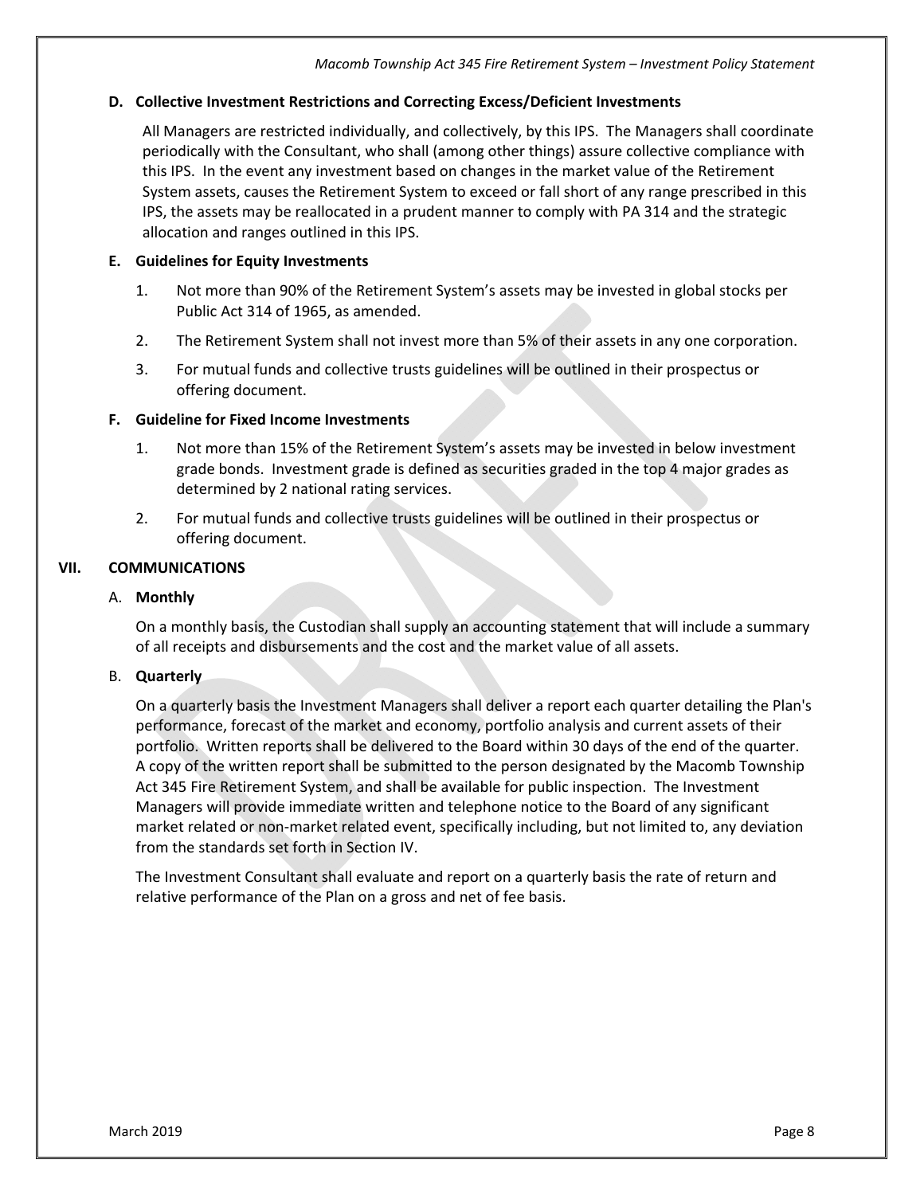### D. Collective Investment Restrictions and Correcting Excess/Deficient Investments

All Managers are restricted individually, and collectively, by this IPS. The Managers shall coordinate periodically with the Consultant, who shall (among other things) assure collective compliance with this IPS. In the event any investment based on changes in the market value of the Retirement System assets, causes the Retirement System to exceed or fall short of any range prescribed in this IPS, the assets may be reallocated in a prudent manner to comply with PA 314 and the strategic allocation and ranges outlined in this IPS.

### E. Guidelines for Equity Investments

1. Not more than 90% of the Retirement System's assets may be invested in global stocks per Public Act 314 of 1965, as amended.
2. The Retirement System shall not invest more than 5% of their assets in any one corporation.
3. For mutual funds and collective trusts guidelines will be outlined in their prospectus or offering document.

### F. Guideline for Fixed Income Investments

1. Not more than 15% of the Retirement System's assets may be invested in below investment grade bonds. Investment grade is defined as securities graded in the top 4 major grades as determined by 2 national rating services.
2. For mutual funds and collective trusts guidelines will be outlined in their prospectus or offering document.

## VII. COMMUNICATIONS

### A. Monthly

On a monthly basis, the Custodian shall supply an accounting statement that will include a summary of all receipts and disbursements and the cost and the market value of all assets.

### B. Quarterly

On a quarterly basis the Investment Managers shall deliver a report each quarter detailing the Plan's performance, forecast of the market and economy, portfolio analysis and current assets of their portfolio. Written reports shall be delivered to the Board within 30 days of the end of the quarter. A copy of the written report shall be submitted to the person designated by the Macomb Township Act 345 Fire Retirement System, and shall be available for public inspection. The Investment Managers will provide immediate written and telephone notice to the Board of any significant market related or non-market related event, specifically including, but not limited to, any deviation from the standards set forth in Section IV.

The Investment Consultant shall evaluate and report on a quarterly basis the rate of return and relative performance of the Plan on a gross and net of fee basis.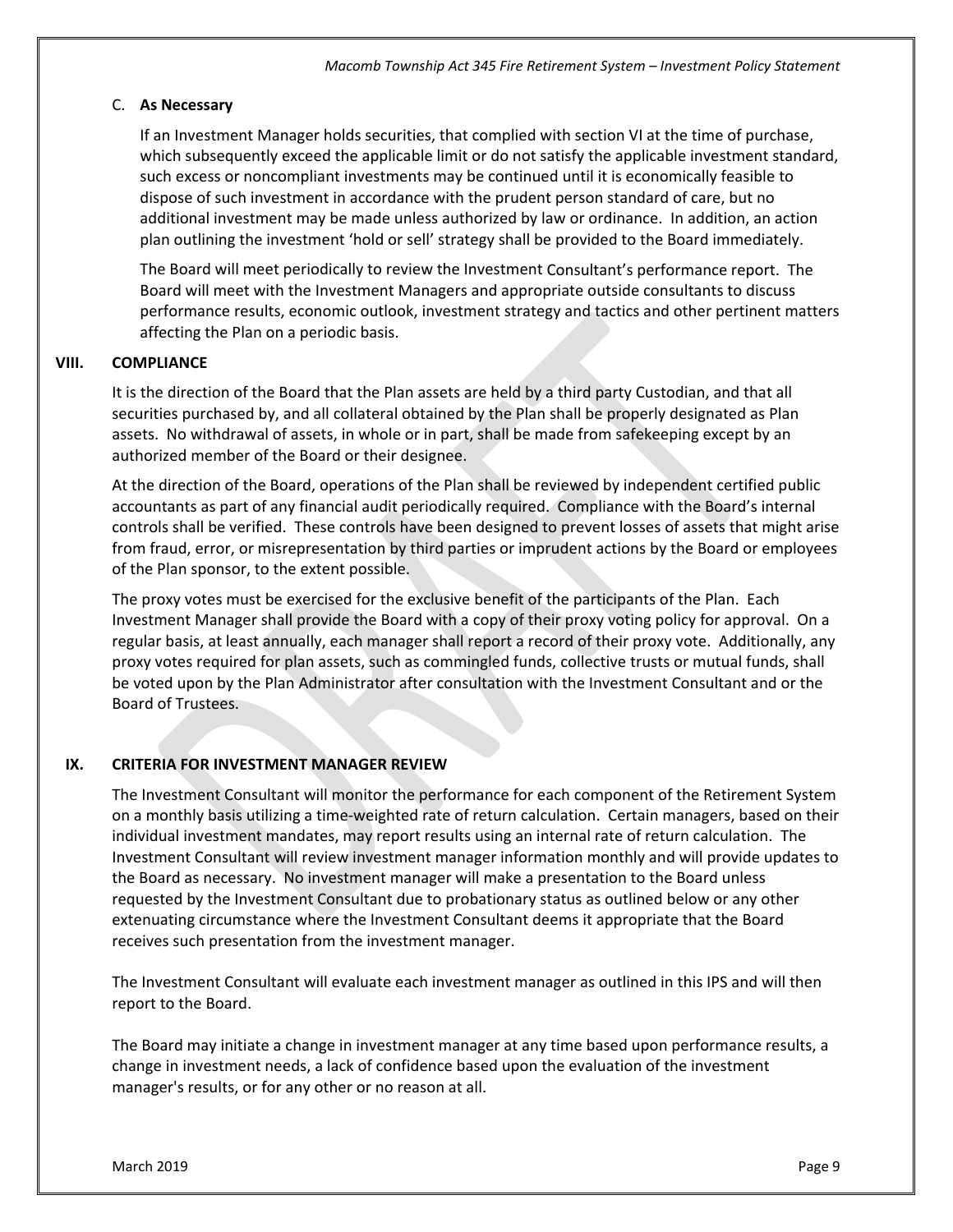### C. **As Necessary**

If an Investment Manager holds securities, that complied with section VI at the time of purchase, which subsequently exceed the applicable limit or do not satisfy the applicable investment standard, such excess or noncompliant investments may be continued until it is economically feasible to dispose of such investment in accordance with the prudent person standard of care, but no additional investment may be made unless authorized by law or ordinance. In addition, an action plan outlining the investment 'hold or sell' strategy shall be provided to the Board immediately.

The Board will meet periodically to review the Investment Consultant's performance report. The Board will meet with the Investment Managers and appropriate outside consultants to discuss performance results, economic outlook, investment strategy and tactics and other pertinent matters affecting the Plan on a periodic basis.

## VIII. COMPLIANCE

It is the direction of the Board that the Plan assets are held by a third party Custodian, and that all securities purchased by, and all collateral obtained by the Plan shall be properly designated as Plan assets. No withdrawal of assets, in whole or in part, shall be made from safekeeping except by an authorized member of the Board or their designee.

At the direction of the Board, operations of the Plan shall be reviewed by independent certified public accountants as part of any financial audit periodically required. Compliance with the Board's internal controls shall be verified. These controls have been designed to prevent losses of assets that might arise from fraud, error, or misrepresentation by third parties or imprudent actions by the Board or employees of the Plan sponsor, to the extent possible.

The proxy votes must be exercised for the exclusive benefit of the participants of the Plan. Each Investment Manager shall provide the Board with a copy of their proxy voting policy for approval. On a regular basis, at least annually, each manager shall report a record of their proxy vote. Additionally, any proxy votes required for plan assets, such as commingled funds, collective trusts or mutual funds, shall be voted upon by the Plan Administrator after consultation with the Investment Consultant and or the Board of Trustees.

## IX. CRITERIA FOR INVESTMENT MANAGER REVIEW

The Investment Consultant will monitor the performance for each component of the Retirement System on a monthly basis utilizing a time-weighted rate of return calculation. Certain managers, based on their individual investment mandates, may report results using an internal rate of return calculation. The Investment Consultant will review investment manager information monthly and will provide updates to the Board as necessary. No investment manager will make a presentation to the Board unless requested by the Investment Consultant due to probationary status as outlined below or any other extenuating circumstance where the Investment Consultant deems it appropriate that the Board receives such presentation from the investment manager.

The Investment Consultant will evaluate each investment manager as outlined in this IPS and will then report to the Board.

The Board may initiate a change in investment manager at any time based upon performance results, a change in investment needs, a lack of confidence based upon the evaluation of the investment manager's results, or for any other or no reason at all.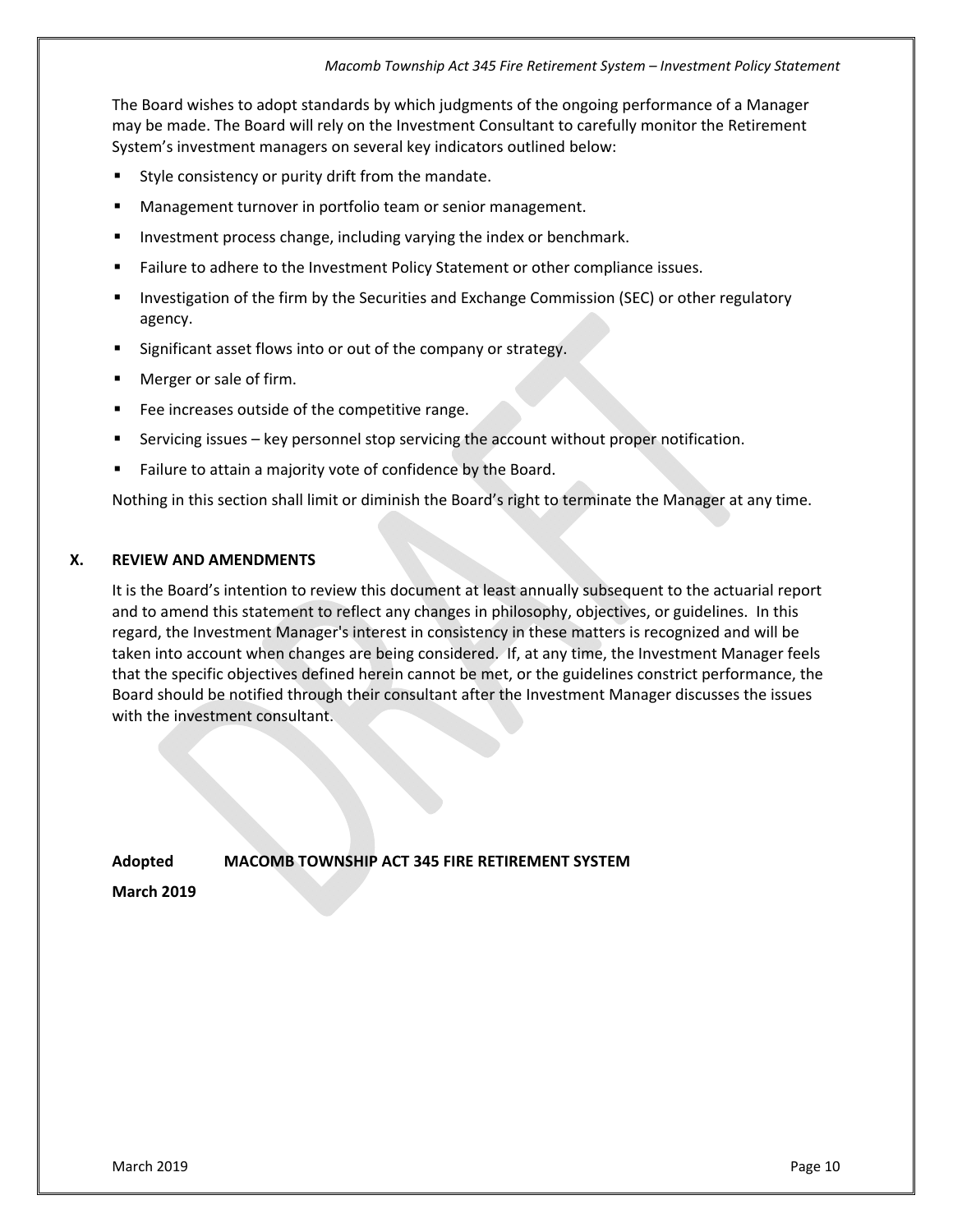The Board wishes to adopt standards by which judgments of the ongoing performance of a Manager may be made. The Board will rely on the Investment Consultant to carefully monitor the Retirement System's investment managers on several key indicators outlined below:

- Style consistency or purity drift from the mandate.
- Management turnover in portfolio team or senior management.
- Investment process change, including varying the index or benchmark.
- Failure to adhere to the Investment Policy Statement or other compliance issues.
- Investigation of the firm by the Securities and Exchange Commission (SEC) or other regulatory agency.
- Significant asset flows into or out of the company or strategy.
- Merger or sale of firm.
- Fee increases outside of the competitive range.
- Servicing issues – key personnel stop servicing the account without proper notification.
- Failure to attain a majority vote of confidence by the Board.

Nothing in this section shall limit or diminish the Board's right to terminate the Manager at any time.

## X. REVIEW AND AMENDMENTS

It is the Board's intention to review this document at least annually subsequent to the actuarial report and to amend this statement to reflect any changes in philosophy, objectives, or guidelines. In this regard, the Investment Manager's interest in consistency in these matters is recognized and will be taken into account when changes are being considered. If, at any time, the Investment Manager feels that the specific objectives defined herein cannot be met, or the guidelines constrict performance, the Board should be notified through their consultant after the Investment Manager discusses the issues with the investment consultant.

**Adopted** **MACOMB TOWNSHIP ACT 345 FIRE RETIREMENT SYSTEM**

**March 2019**